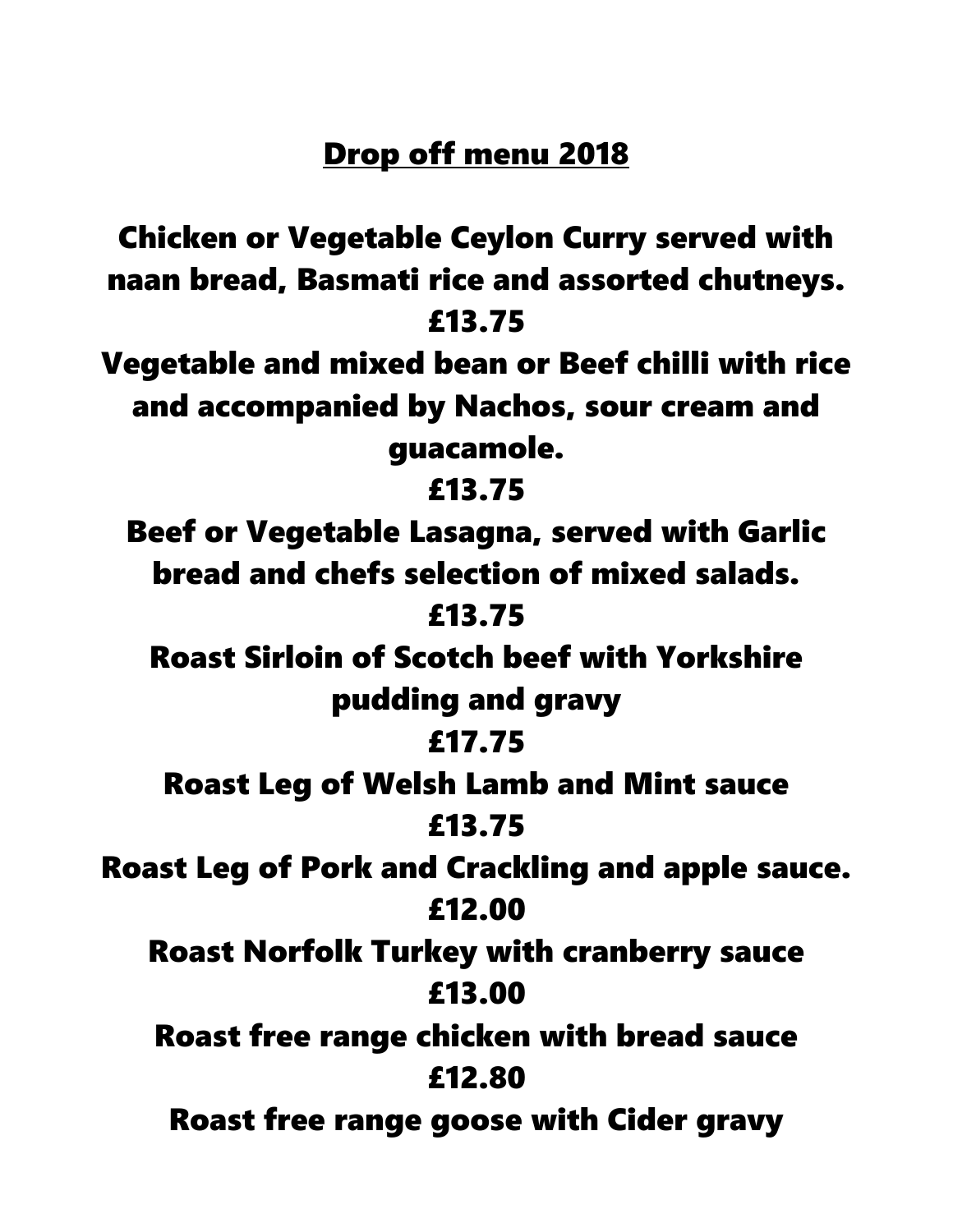## Drop off menu 2018

**Chicken or Vegetable Ceylon Curry served with naan bread, Basmati rice and assorted chutneys.**

**£13.75**

**Vegetable and mixed bean or Beef chilli with rice and accompanied by Nachos, sour cream and guacamole.**

**£13.75**

**Beef or Vegetable Lasagna, served with Garlic bread and chefs selection of mixed salads.**

**£13.75**

**Roast Sirloin of Scotch beef with Yorkshire pudding and gravy**

**£17.75**

**Roast Leg of Welsh Lamb and Mint sauce**

**£13.75**

**Roast Leg of Pork and Crackling and apple sauce.**

**£12.00**

**Roast Norfolk Turkey with cranberry sauce**

**£13.00**

**Roast free range chicken with bread sauce**

**£12.80**

**Roast free range goose with Cider gravy**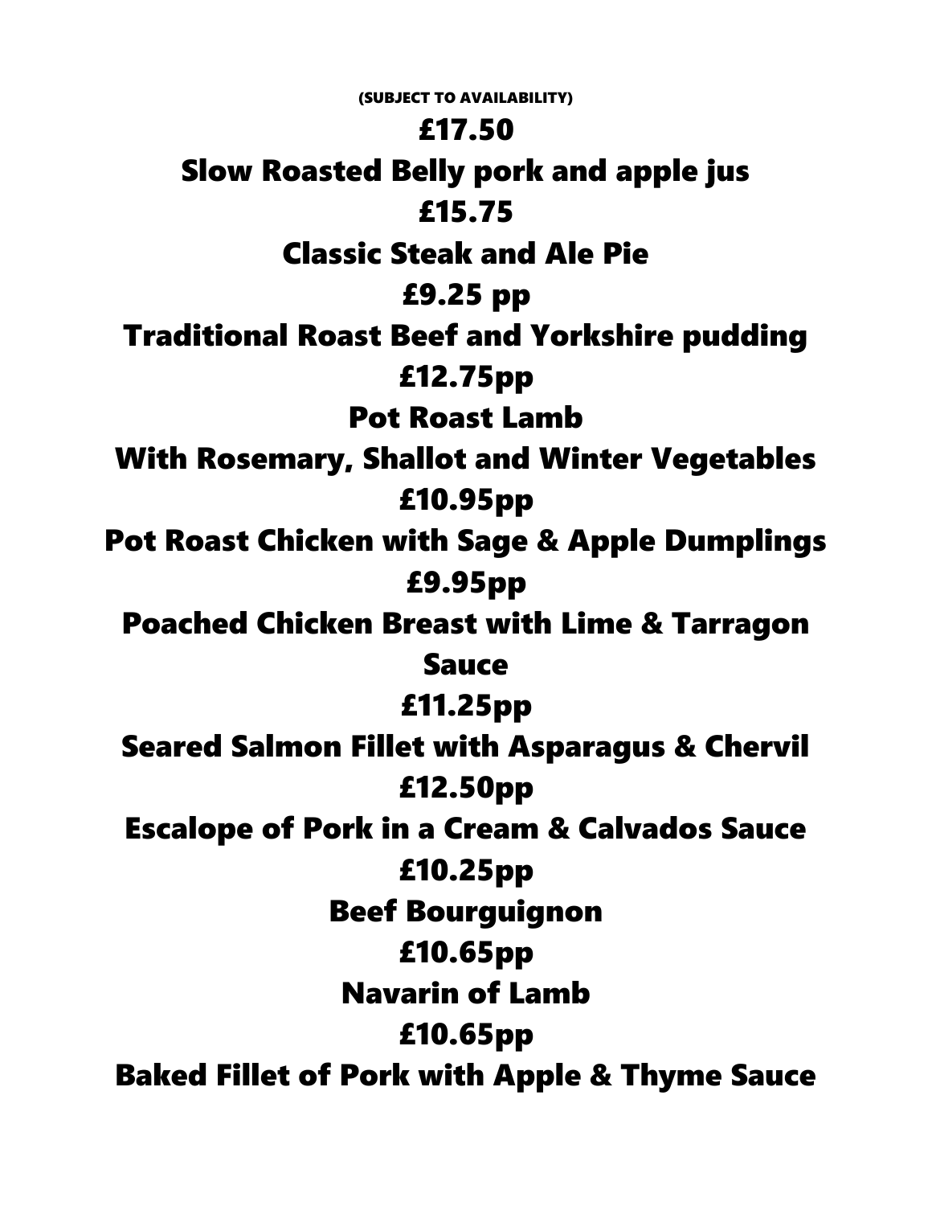(SUBJECT TO AVAILABILITY)

**£17.50**

**Slow Roasted Belly pork and apple jus**

**£15.75**

**Classic Steak and Ale Pie**

**£9.25 pp**

**Traditional Roast Beef and Yorkshire pudding**

**£12.75pp**

**Pot Roast Lamb**

**With Rosemary, Shallot and Winter Vegetables**

**£10.95pp**

**Pot Roast Chicken with Sage & Apple Dumplings**

**£9.95pp**

**Poached Chicken Breast with Lime & Tarragon Sauce**

**£11.25pp**

**Seared Salmon Fillet with Asparagus & Chervil**

**£12.50pp**

**Escalope of Pork in a Cream & Calvados Sauce**

**£10.25pp**

**Beef Bourguignon**

**£10.65pp**

**Navarin of Lamb**

**£10.65pp**

**Baked Fillet of Pork with Apple & Thyme Sauce**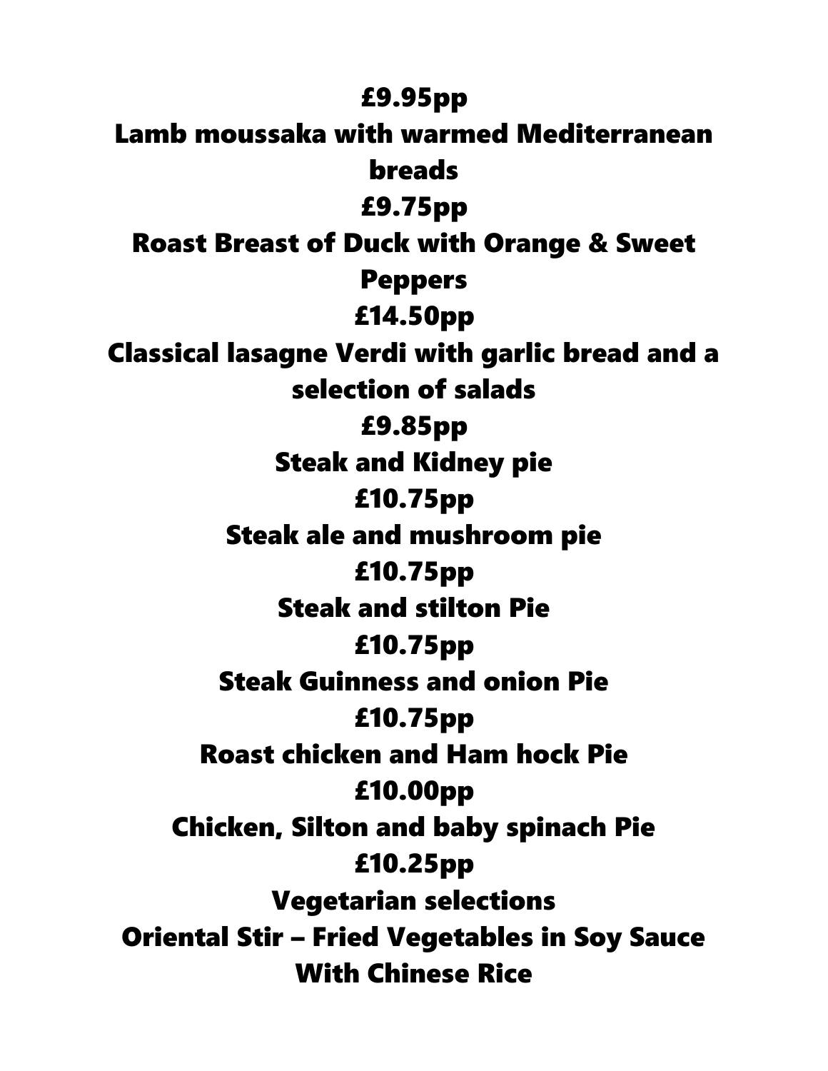**£9.95pp**

**Lamb moussaka with warmed Mediterranean breads**

**£9.75pp**

**Roast Breast of Duck with Orange & Sweet Peppers**

**£14.50pp**

**Classical lasagne Verdi with garlic bread and a selection of salads**

**£9.85pp**

**Steak and Kidney pie**

**£10.75pp**

**Steak ale and mushroom pie**

**£10.75pp**

**Steak and stilton Pie**

**£10.75pp**

**Steak Guinness and onion Pie**

**£10.75pp**

**Roast chicken and Ham hock Pie**

**£10.00pp**

**Chicken, Silton and baby spinach Pie**

**£10.25pp**

**Vegetarian selections**

**Oriental Stir – Fried Vegetables in Soy Sauce With Chinese Rice**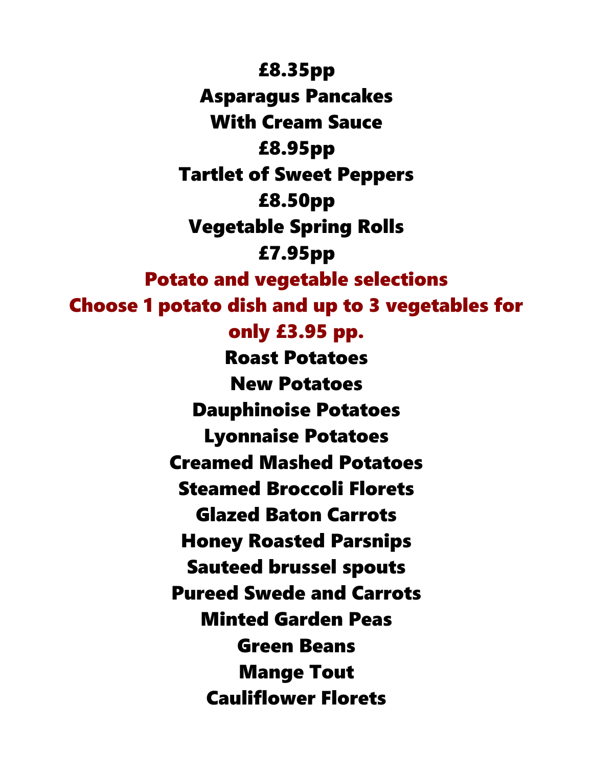**£8.35pp**

**Asparagus Pancakes**

**With Cream Sauce**

**£8.95pp**

**Tartlet of Sweet Peppers**

**£8.50pp**

**Vegetable Spring Rolls**

**£7.95pp**

## Potato and vegetable selections

**Choose 1 potato dish and up to 3 vegetables for only £3.95 pp.**

**Roast Potatoes**

**New Potatoes**

**Dauphinoise Potatoes**

**Lyonnaise Potatoes**

**Creamed Mashed Potatoes**

**Steamed Broccoli Florets**

**Glazed Baton Carrots**

**Honey Roasted Parsnips**

**Sauteed brussel spouts**

**Pureed Swede and Carrots**

**Minted Garden Peas**

**Green Beans**

**Mange Tout**

**Cauliflower Florets**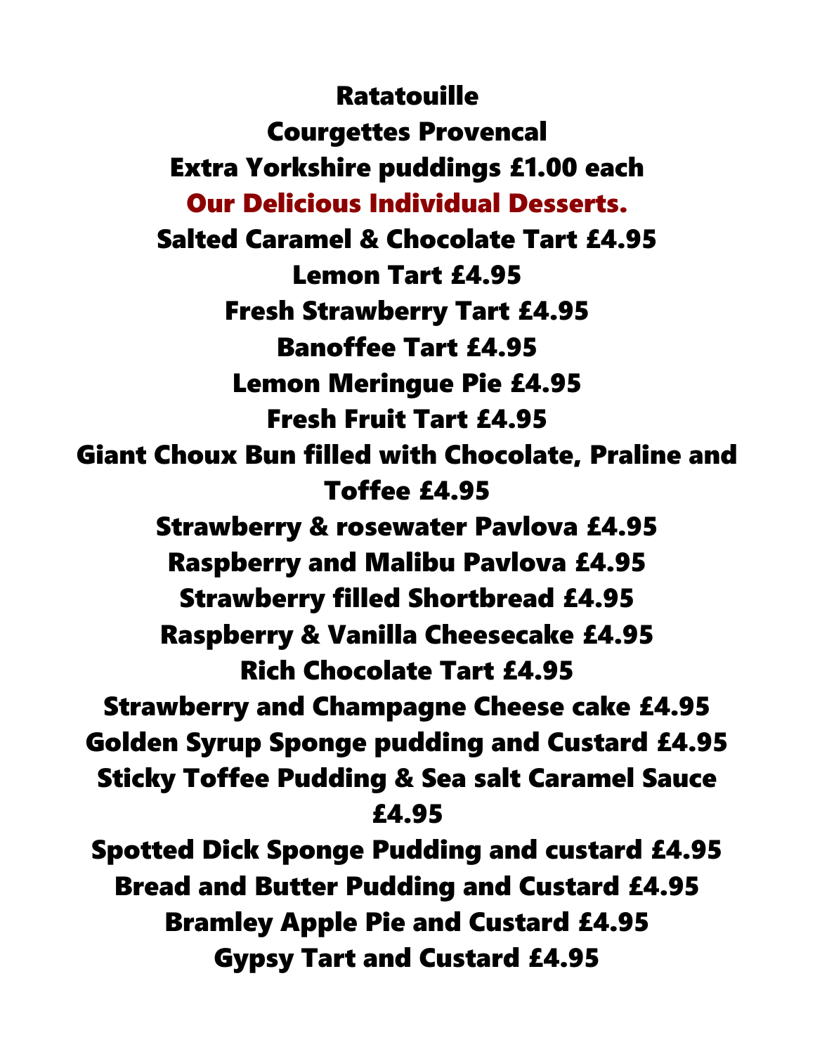**Ratatouille**

**Courgettes Provencal**

**Extra Yorkshire puddings £1.00 each**

## Our Delicious Individual Desserts.

**Salted Caramel & Chocolate Tart £4.95**

**Lemon Tart £4.95**

**Fresh Strawberry Tart £4.95**

**Banoffee Tart £4.95**

**Lemon Meringue Pie £4.95**

**Fresh Fruit Tart £4.95**

**Giant Choux Bun filled with Chocolate, Praline and Toffee £4.95**

**Strawberry & rosewater Pavlova £4.95**

**Raspberry and Malibu Pavlova £4.95**

**Strawberry filled Shortbread £4.95**

**Raspberry & Vanilla Cheesecake £4.95**

**Rich Chocolate Tart £4.95**

**Strawberry and Champagne Cheese cake £4.95**

**Golden Syrup Sponge pudding and Custard £4.95**

**Sticky Toffee Pudding & Sea salt Caramel Sauce £4.95**

**Spotted Dick Sponge Pudding and custard £4.95**

**Bread and Butter Pudding and Custard £4.95**

**Bramley Apple Pie and Custard £4.95**

**Gypsy Tart and Custard £4.95**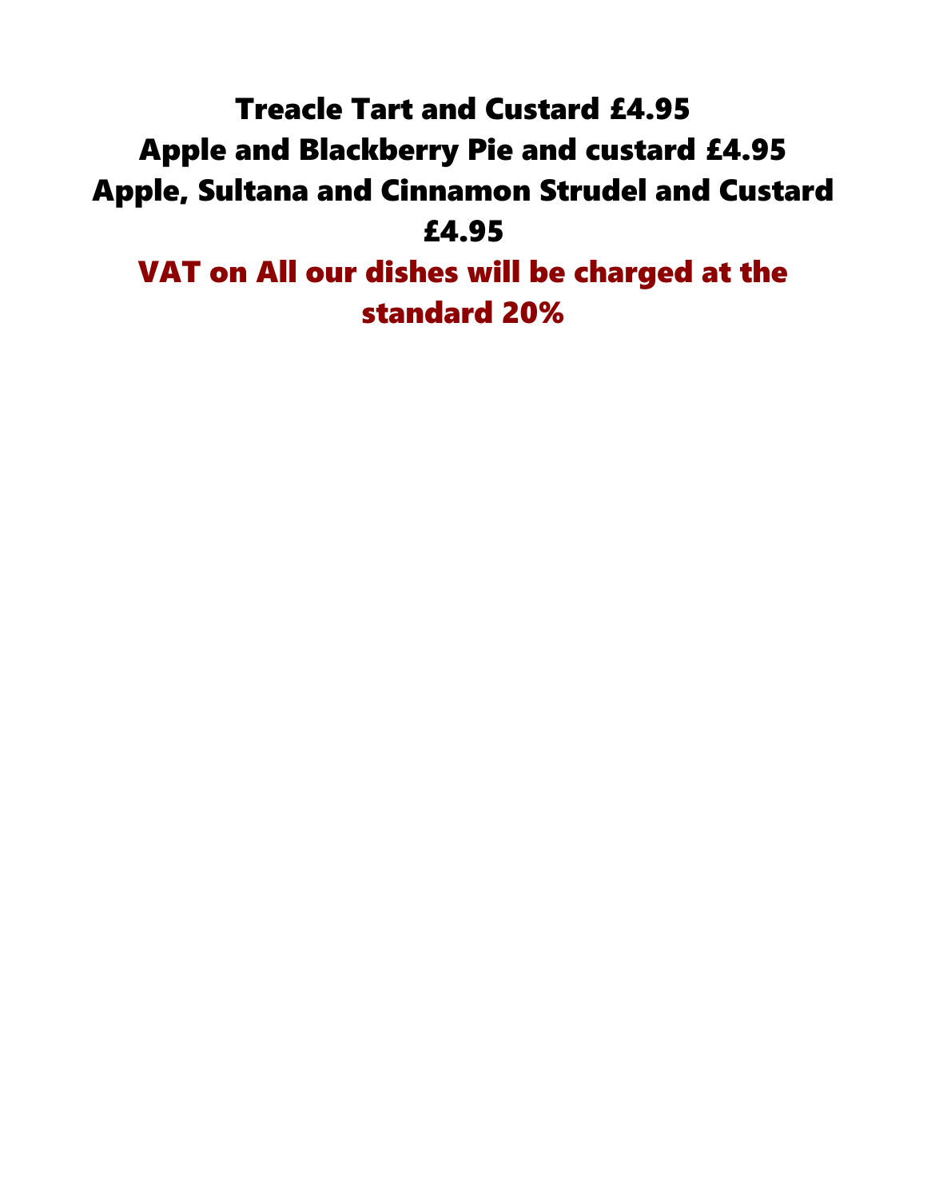**Treacle Tart and Custard £4.95**
**Apple and Blackberry Pie and custard £4.95**
**Apple, Sultana and Cinnamon Strudel and Custard £4.95**

**VAT on All our dishes will be charged at the standard 20%**